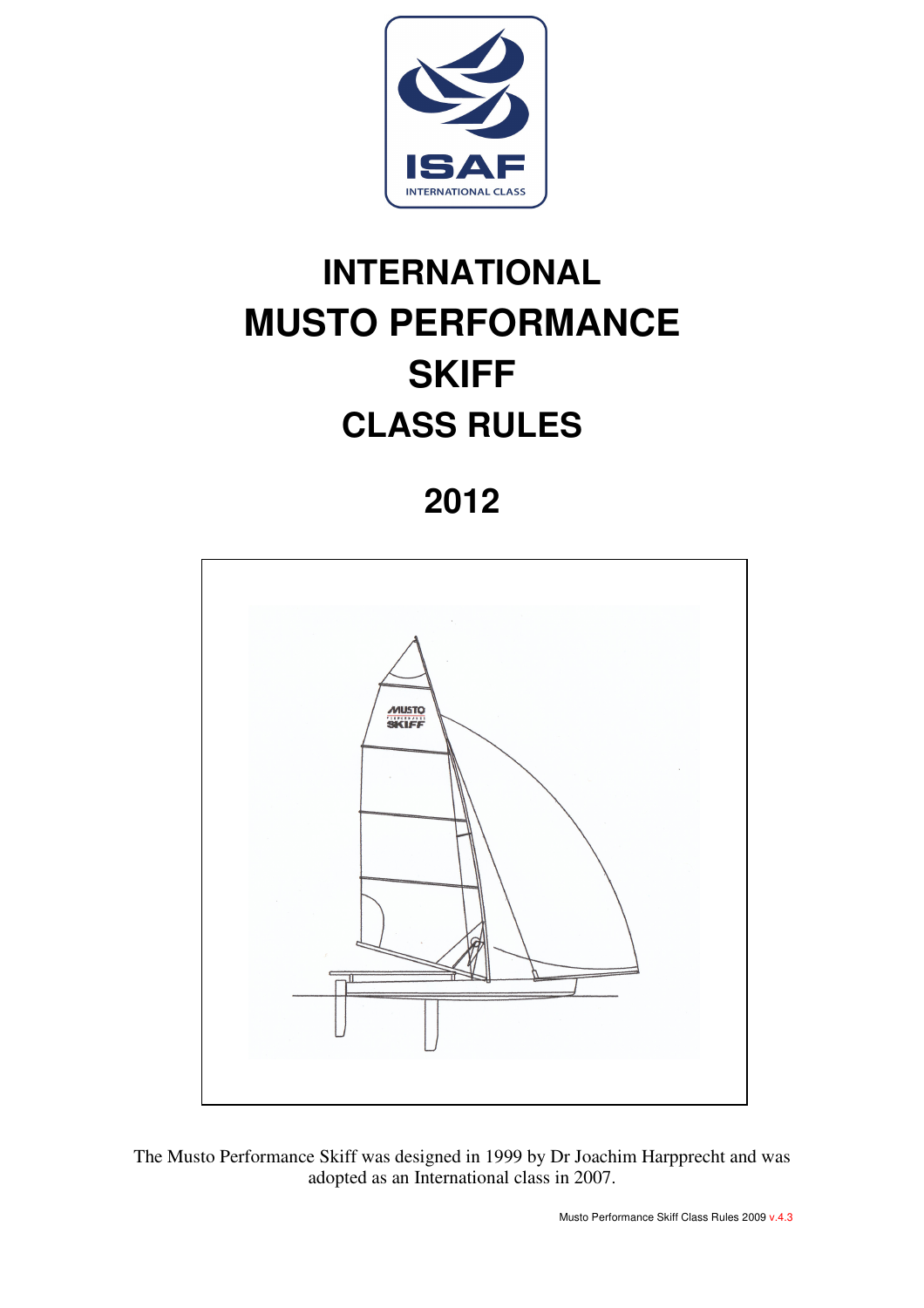ISAF

INTERNATIONAL CLASS

# INTERNATIONAL MUSTO PERFORMANCE SKIFF CLASS RULES

# 2012

The Musto Performance Skiff was designed in 1999 by Dr Joachim Harpprecht and was adopted as an International class in 2007.

Musto Performance Skiff Class Rules 2009 v.4.3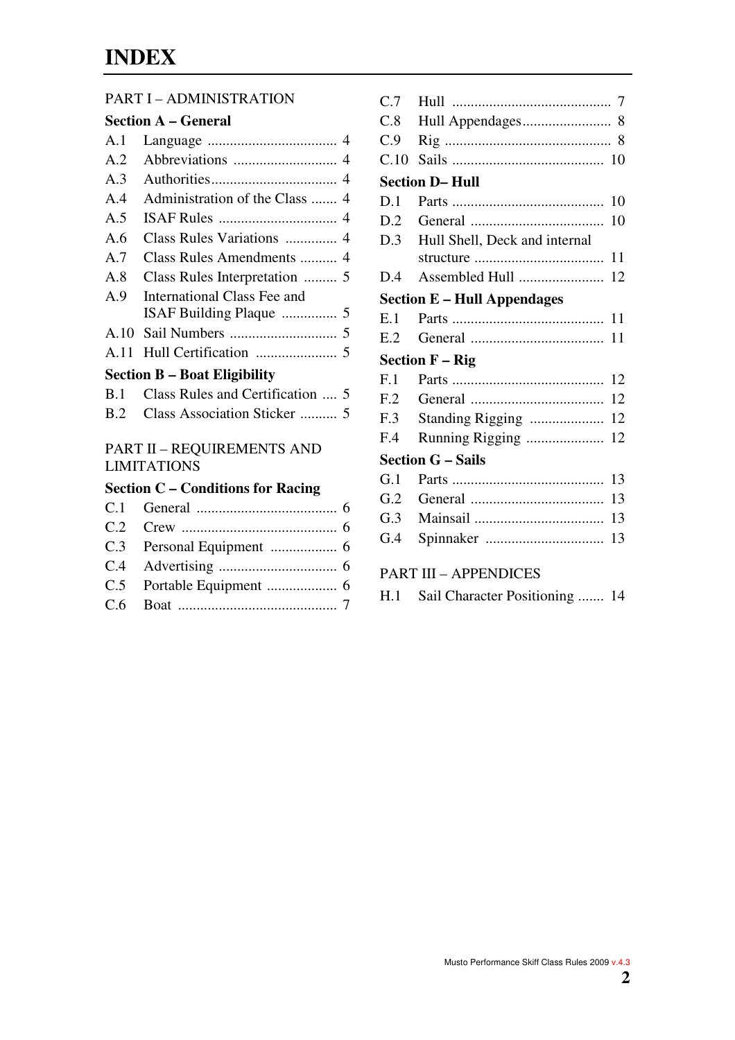# INDEX

PART I – ADMINISTRATION

**Section A – General**

- A.1 Language .................................. 4
- A.2 Abbreviations ........................... 4
- A.3 Authorities................................. 4
- A.4 Administration of the Class ....... 4
- A.5 ISAF Rules ............................... 4
- A.6 Class Rules Variations .............. 4
- A.7 Class Rules Amendments .......... 4
- A.8 Class Rules Interpretation ......... 5
- A.9 International Class Fee and ISAF Building Plaque ............... 5
- A.10 Sail Numbers ............................ 5
- A.11 Hull Certification ...................... 5

**Section B – Boat Eligibility**

- B.1 Class Rules and Certification .... 5
- B.2 Class Association Sticker .......... 5

PART II – REQUIREMENTS AND LIMITATIONS

**Section C – Conditions for Racing**

- C.1 General ..................................... 6
- C.2 Crew ......................................... 6
- C.3 Personal Equipment .................. 6
- C.4 Advertising ............................... 6
- C.5 Portable Equipment ................... 6
- C.6 Boat .......................................... 7
- C.7 Hull .......................................... 7
- C.8 Hull Appendages........................ 8
- C.9 Rig ............................................ 8
- C.10 Sails ........................................ 10

**Section D– Hull**

- D.1 Parts ........................................ 10
- D.2 General ................................... 10
- D.3 Hull Shell, Deck and internal structure .................................. 11
- D.4 Assembled Hull ....................... 12

**Section E – Hull Appendages**

- E.1 Parts ........................................ 11
- E.2 General ................................... 11

**Section F – Rig**

- F.1 Parts ........................................ 12
- F.2 General ................................... 12
- F.3 Standing Rigging .................... 12
- F.4 Running Rigging ..................... 12

**Section G – Sails**

- G.1 Parts ........................................ 13
- G.2 General ................................... 13
- G.3 Mainsail .................................. 13
- G.4 Spinnaker ................................ 13

PART III – APPENDICES

- H.1 Sail Character Positioning ....... 14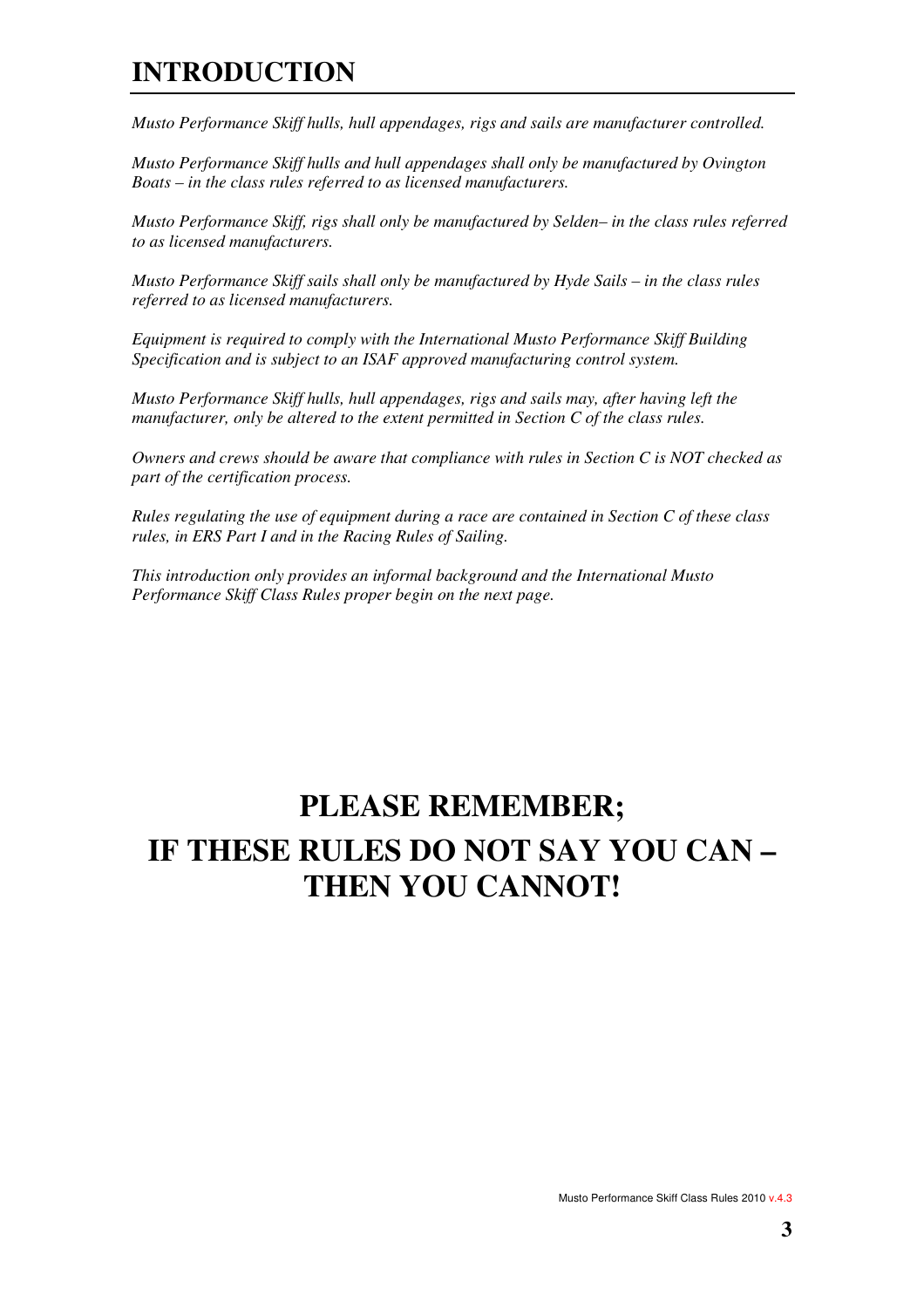# INTRODUCTION

*Musto Performance Skiff hulls, hull appendages, rigs and sails are manufacturer controlled.*

*Musto Performance Skiff hulls and hull appendages shall only be manufactured by Ovington Boats – in the class rules referred to as licensed manufacturers.*

*Musto Performance Skiff, rigs shall only be manufactured by Selden– in the class rules referred to as licensed manufacturers.*

*Musto Performance Skiff sails shall only be manufactured by Hyde Sails – in the class rules referred to as licensed manufacturers.*

*Equipment is required to comply with the International Musto Performance Skiff Building Specification and is subject to an ISAF approved manufacturing control system.*

*Musto Performance Skiff hulls, hull appendages, rigs and sails may, after having left the manufacturer, only be altered to the extent permitted in Section C of the class rules.*

*Owners and crews should be aware that compliance with rules in Section C is NOT checked as part of the certification process.*

*Rules regulating the use of equipment during a race are contained in Section C of these class rules, in ERS Part I and in the Racing Rules of Sailing.*

*This introduction only provides an informal background and the International Musto Performance Skiff Class Rules proper begin on the next page.*

**PLEASE REMEMBER;**

**IF THESE RULES DO NOT SAY YOU CAN – THEN YOU CANNOT!**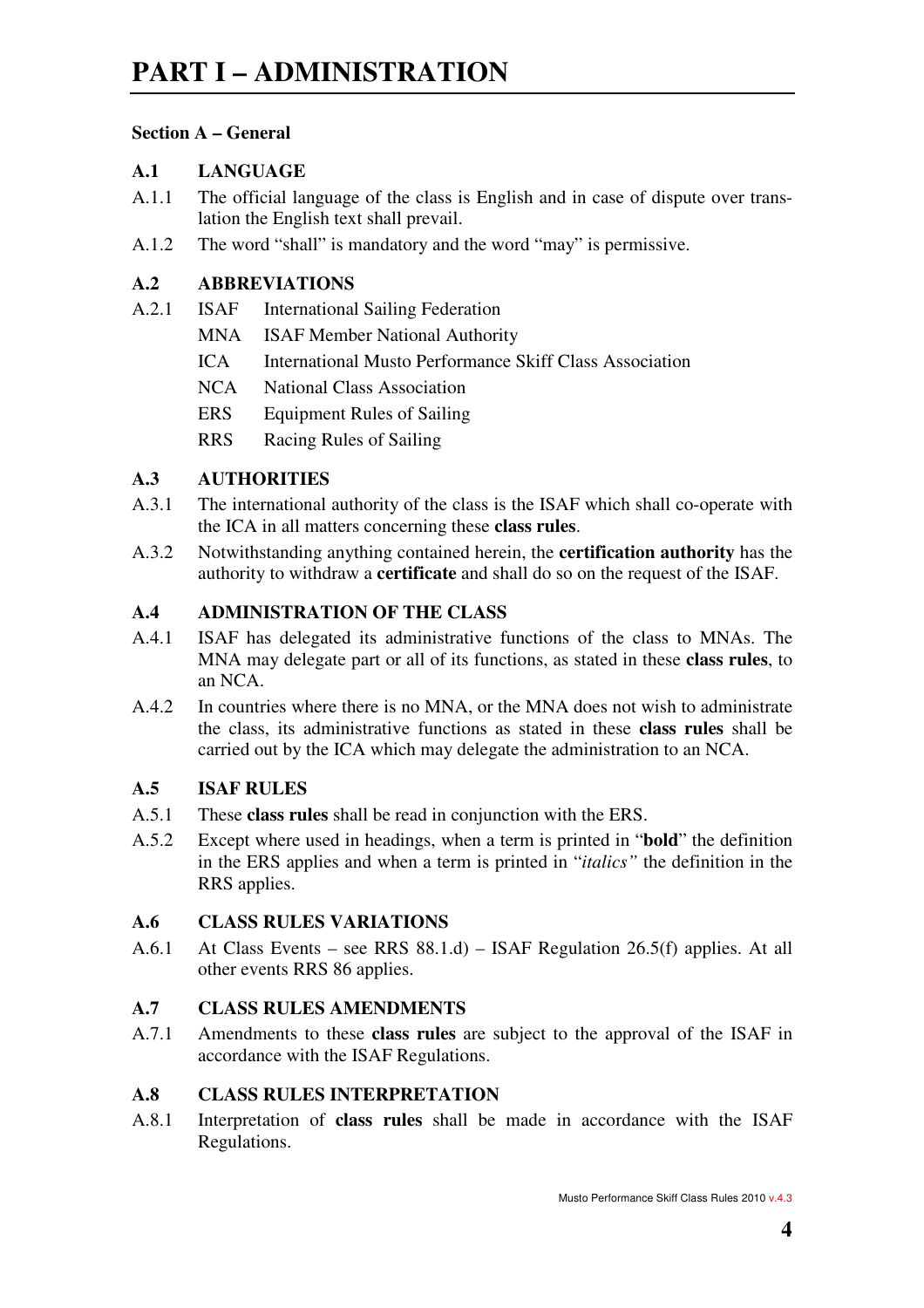# PART I – ADMINISTRATION

**Section A – General**

### A.1 LANGUAGE

A.1.1 The official language of the class is English and in case of dispute over translation the English text shall prevail.

A.1.2 The word "shall" is mandatory and the word "may" is permissive.

### A.2 ABBREVIATIONS

A.2.1
- ISAF International Sailing Federation
- MNA ISAF Member National Authority
- ICA International Musto Performance Skiff Class Association
- NCA National Class Association
- ERS Equipment Rules of Sailing
- RRS Racing Rules of Sailing

### A.3 AUTHORITIES

A.3.1 The international authority of the class is the ISAF which shall co-operate with the ICA in all matters concerning these **class rules**.

A.3.2 Notwithstanding anything contained herein, the **certification authority** has the authority to withdraw a **certificate** and shall do so on the request of the ISAF.

### A.4 ADMINISTRATION OF THE CLASS

A.4.1 ISAF has delegated its administrative functions of the class to MNAs. The MNA may delegate part or all of its functions, as stated in these **class rules**, to an NCA.

A.4.2 In countries where there is no MNA, or the MNA does not wish to administrate the class, its administrative functions as stated in these **class rules** shall be carried out by the ICA which may delegate the administration to an NCA.

### A.5 ISAF RULES

A.5.1 These **class rules** shall be read in conjunction with the ERS.

A.5.2 Except where used in headings, when a term is printed in "**bold**" the definition in the ERS applies and when a term is printed in "*italics"* the definition in the RRS applies.

### A.6 CLASS RULES VARIATIONS

A.6.1 At Class Events – see RRS 88.1.d) – ISAF Regulation 26.5(f) applies. At all other events RRS 86 applies.

### A.7 CLASS RULES AMENDMENTS

A.7.1 Amendments to these **class rules** are subject to the approval of the ISAF in accordance with the ISAF Regulations.

### A.8 CLASS RULES INTERPRETATION

A.8.1 Interpretation of **class rules** shall be made in accordance with the ISAF Regulations.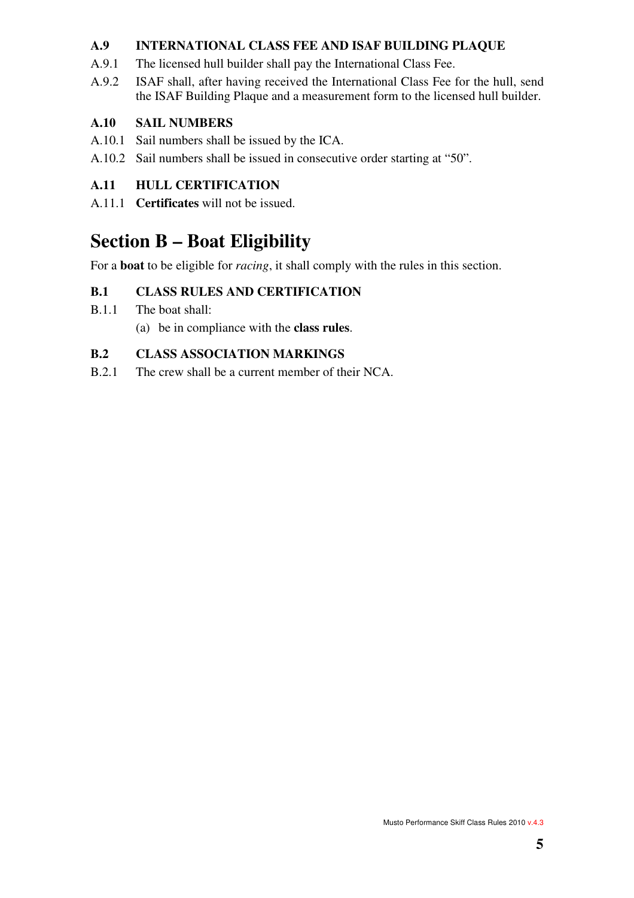### A.9 INTERNATIONAL CLASS FEE AND ISAF BUILDING PLAQUE

A.9.1 The licensed hull builder shall pay the International Class Fee.

A.9.2 ISAF shall, after having received the International Class Fee for the hull, send the ISAF Building Plaque and a measurement form to the licensed hull builder.

### A.10 SAIL NUMBERS

A.10.1 Sail numbers shall be issued by the ICA.

A.10.2 Sail numbers shall be issued in consecutive order starting at "50".

### A.11 HULL CERTIFICATION

A.11.1 **Certificates** will not be issued.

# Section B – Boat Eligibility

For a **boat** to be eligible for *racing*, it shall comply with the rules in this section.

### B.1 CLASS RULES AND CERTIFICATION

B.1.1 The boat shall:

(a) be in compliance with the **class rules**.

### B.2 CLASS ASSOCIATION MARKINGS

B.2.1 The crew shall be a current member of their NCA.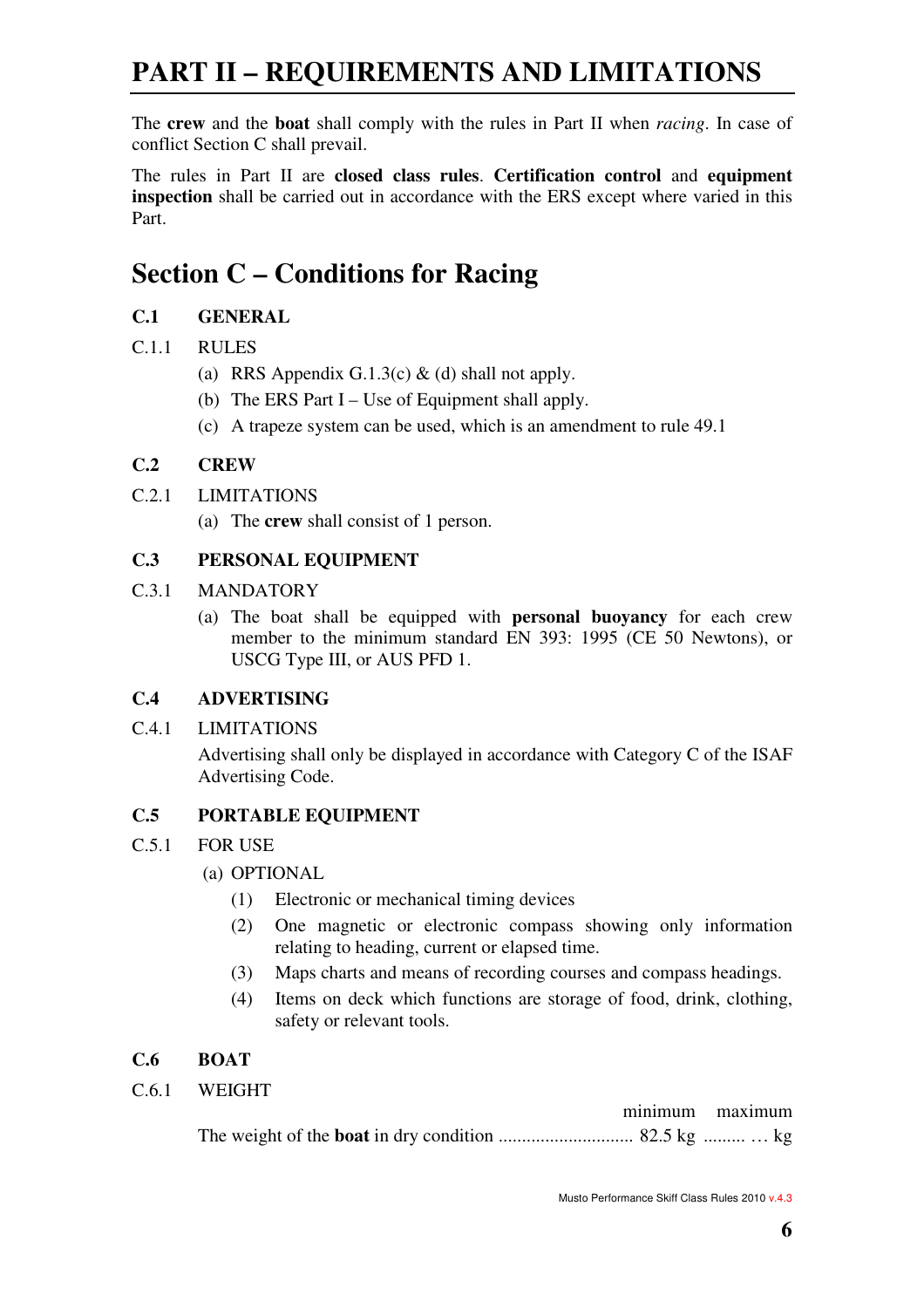# PART II – REQUIREMENTS AND LIMITATIONS

The **crew** and the **boat** shall comply with the rules in Part II when *racing*. In case of conflict Section C shall prevail.

The rules in Part II are **closed class rules**. **Certification control** and **equipment inspection** shall be carried out in accordance with the ERS except where varied in this Part.

## Section C – Conditions for Racing

### C.1 GENERAL

C.1.1 RULES

- (a) RRS Appendix G.1.3(c) & (d) shall not apply.
- (b) The ERS Part I – Use of Equipment shall apply.
- (c) A trapeze system can be used, which is an amendment to rule 49.1

### C.2 CREW

C.2.1 LIMITATIONS

- (a) The **crew** shall consist of 1 person.

### C.3 PERSONAL EQUIPMENT

C.3.1 MANDATORY

- (a) The boat shall be equipped with **personal buoyancy** for each crew member to the minimum standard EN 393: 1995 (CE 50 Newtons), or USCG Type III, or AUS PFD 1.

### C.4 ADVERTISING

C.4.1 LIMITATIONS

Advertising shall only be displayed in accordance with Category C of the ISAF Advertising Code.

### C.5 PORTABLE EQUIPMENT

C.5.1 FOR USE

(a) OPTIONAL

- (1) Electronic or mechanical timing devices
- (2) One magnetic or electronic compass showing only information relating to heading, current or elapsed time.
- (3) Maps charts and means of recording courses and compass headings.
- (4) Items on deck which functions are storage of food, drink, clothing, safety or relevant tools.

### C.6 BOAT

C.6.1 WEIGHT

| | minimum | maximum |
|---|---|---|
| The weight of the **boat** in dry condition ............................ | 82.5 kg | ......... … kg |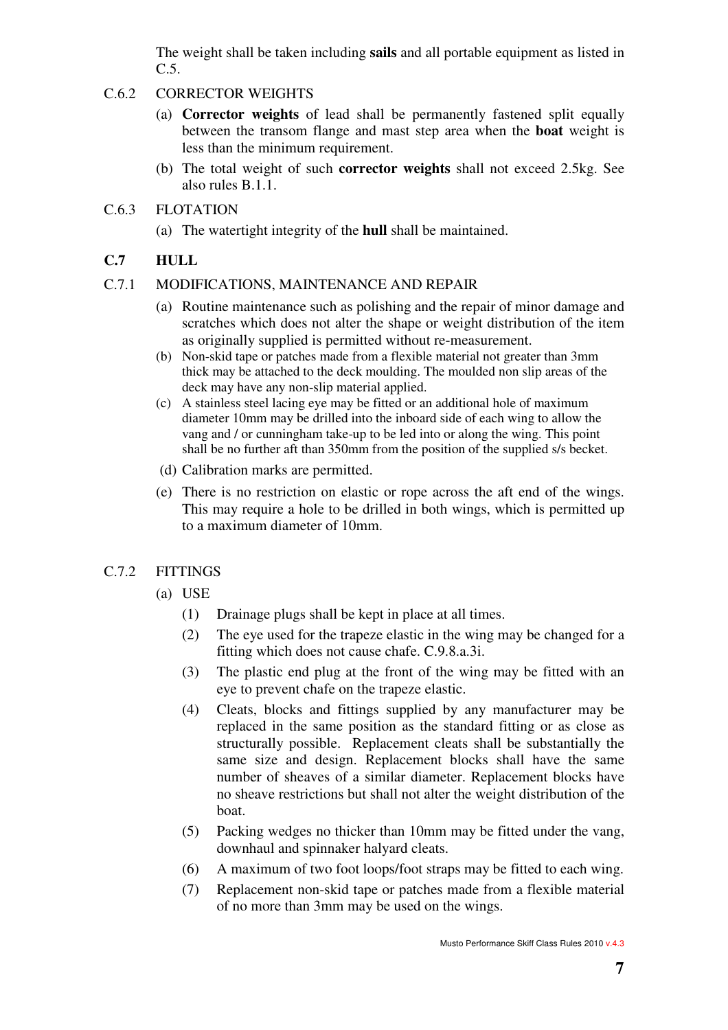The weight shall be taken including **sails** and all portable equipment as listed in C.5.

C.6.2 CORRECTOR WEIGHTS

(a) **Corrector weights** of lead shall be permanently fastened split equally between the transom flange and mast step area when the **boat** weight is less than the minimum requirement.

(b) The total weight of such **corrector weights** shall not exceed 2.5kg. See also rules B.1.1.

C.6.3 FLOTATION

(a) The watertight integrity of the **hull** shall be maintained.

## C.7 HULL

C.7.1 MODIFICATIONS, MAINTENANCE AND REPAIR

(a) Routine maintenance such as polishing and the repair of minor damage and scratches which does not alter the shape or weight distribution of the item as originally supplied is permitted without re-measurement.

(b) Non-skid tape or patches made from a flexible material not greater than 3mm thick may be attached to the deck moulding. The moulded non slip areas of the deck may have any non-slip material applied.

(c) A stainless steel lacing eye may be fitted or an additional hole of maximum diameter 10mm may be drilled into the inboard side of each wing to allow the vang and / or cunningham take-up to be led into or along the wing. This point shall be no further aft than 350mm from the position of the supplied s/s becket.

(d) Calibration marks are permitted.

(e) There is no restriction on elastic or rope across the aft end of the wings. This may require a hole to be drilled in both wings, which is permitted up to a maximum diameter of 10mm.

C.7.2 FITTINGS

(a) USE

(1) Drainage plugs shall be kept in place at all times.

(2) The eye used for the trapeze elastic in the wing may be changed for a fitting which does not cause chafe. C.9.8.a.3i.

(3) The plastic end plug at the front of the wing may be fitted with an eye to prevent chafe on the trapeze elastic.

(4) Cleats, blocks and fittings supplied by any manufacturer may be replaced in the same position as the standard fitting or as close as structurally possible. Replacement cleats shall be substantially the same size and design. Replacement blocks shall have the same number of sheaves of a similar diameter. Replacement blocks have no sheave restrictions but shall not alter the weight distribution of the boat.

(5) Packing wedges no thicker than 10mm may be fitted under the vang, downhaul and spinnaker halyard cleats.

(6) A maximum of two foot loops/foot straps may be fitted to each wing.

(7) Replacement non-skid tape or patches made from a flexible material of no more than 3mm may be used on the wings.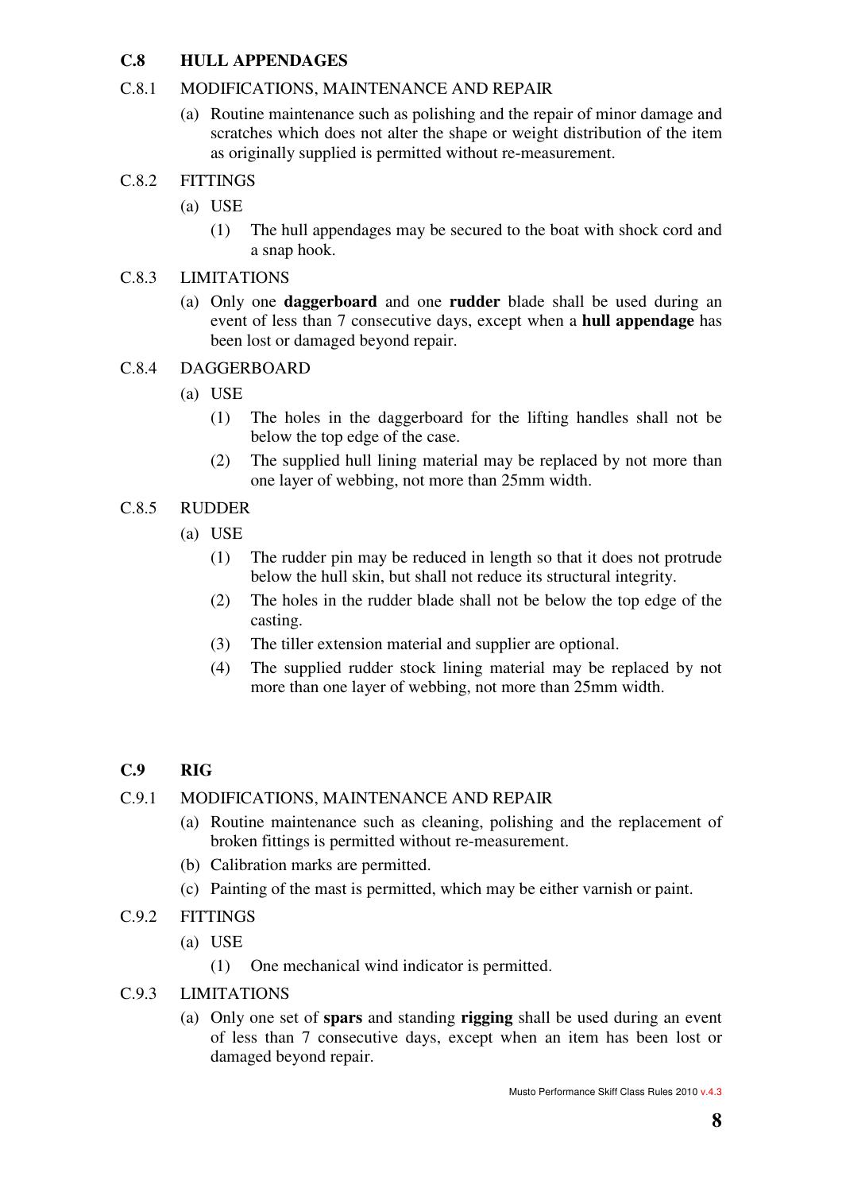## C.8 HULL APPENDAGES

### C.8.1 MODIFICATIONS, MAINTENANCE AND REPAIR

(a) Routine maintenance such as polishing and the repair of minor damage and scratches which does not alter the shape or weight distribution of the item as originally supplied is permitted without re-measurement.

### C.8.2 FITTINGS

(a) USE

(1) The hull appendages may be secured to the boat with shock cord and a snap hook.

### C.8.3 LIMITATIONS

(a) Only one **daggerboard** and one **rudder** blade shall be used during an event of less than 7 consecutive days, except when a **hull appendage** has been lost or damaged beyond repair.

### C.8.4 DAGGERBOARD

(a) USE

(1) The holes in the daggerboard for the lifting handles shall not be below the top edge of the case.

(2) The supplied hull lining material may be replaced by not more than one layer of webbing, not more than 25mm width.

### C.8.5 RUDDER

(a) USE

(1) The rudder pin may be reduced in length so that it does not protrude below the hull skin, but shall not reduce its structural integrity.

(2) The holes in the rudder blade shall not be below the top edge of the casting.

(3) The tiller extension material and supplier are optional.

(4) The supplied rudder stock lining material may be replaced by not more than one layer of webbing, not more than 25mm width.

## C.9 RIG

### C.9.1 MODIFICATIONS, MAINTENANCE AND REPAIR

(a) Routine maintenance such as cleaning, polishing and the replacement of broken fittings is permitted without re-measurement.

(b) Calibration marks are permitted.

(c) Painting of the mast is permitted, which may be either varnish or paint.

### C.9.2 FITTINGS

(a) USE

(1) One mechanical wind indicator is permitted.

### C.9.3 LIMITATIONS

(a) Only one set of **spars** and standing **rigging** shall be used during an event of less than 7 consecutive days, except when an item has been lost or damaged beyond repair.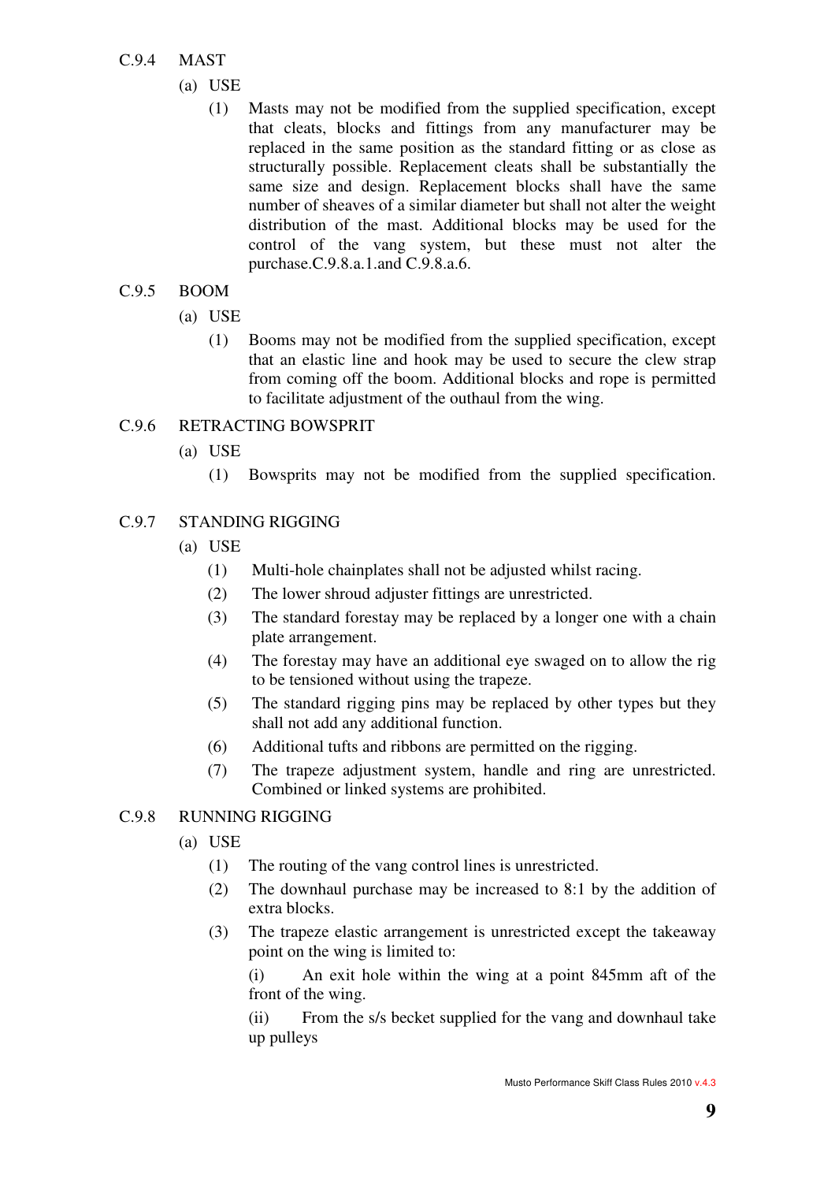C.9.4 MAST

(a) USE

(1) Masts may not be modified from the supplied specification, except that cleats, blocks and fittings from any manufacturer may be replaced in the same position as the standard fitting or as close as structurally possible. Replacement cleats shall be substantially the same size and design. Replacement blocks shall have the same number of sheaves of a similar diameter but shall not alter the weight distribution of the mast. Additional blocks may be used for the control of the vang system, but these must not alter the purchase.C.9.8.a.1.and C.9.8.a.6.

C.9.5 BOOM

(a) USE

(1) Booms may not be modified from the supplied specification, except that an elastic line and hook may be used to secure the clew strap from coming off the boom. Additional blocks and rope is permitted to facilitate adjustment of the outhaul from the wing.

C.9.6 RETRACTING BOWSPRIT

(a) USE

(1) Bowsprits may not be modified from the supplied specification.

C.9.7 STANDING RIGGING

(a) USE

(1) Multi-hole chainplates shall not be adjusted whilst racing.

(2) The lower shroud adjuster fittings are unrestricted.

(3) The standard forestay may be replaced by a longer one with a chain plate arrangement.

(4) The forestay may have an additional eye swaged on to allow the rig to be tensioned without using the trapeze.

(5) The standard rigging pins may be replaced by other types but they shall not add any additional function.

(6) Additional tufts and ribbons are permitted on the rigging.

(7) The trapeze adjustment system, handle and ring are unrestricted. Combined or linked systems are prohibited.

C.9.8 RUNNING RIGGING

(a) USE

(1) The routing of the vang control lines is unrestricted.

(2) The downhaul purchase may be increased to 8:1 by the addition of extra blocks.

(3) The trapeze elastic arrangement is unrestricted except the takeaway point on the wing is limited to:

(i) An exit hole within the wing at a point 845mm aft of the front of the wing.

(ii) From the s/s becket supplied for the vang and downhaul take up pulleys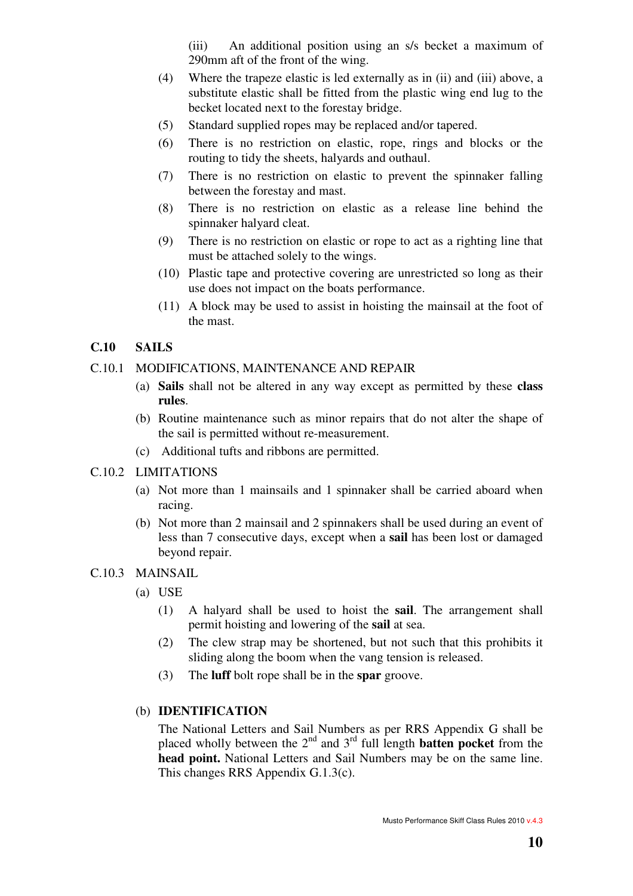(iii) An additional position using an s/s becket a maximum of 290mm aft of the front of the wing.

(4) Where the trapeze elastic is led externally as in (ii) and (iii) above, a substitute elastic shall be fitted from the plastic wing end lug to the becket located next to the forestay bridge.

(5) Standard supplied ropes may be replaced and/or tapered.

(6) There is no restriction on elastic, rope, rings and blocks or the routing to tidy the sheets, halyards and outhaul.

(7) There is no restriction on elastic to prevent the spinnaker falling between the forestay and mast.

(8) There is no restriction on elastic as a release line behind the spinnaker halyard cleat.

(9) There is no restriction on elastic or rope to act as a righting line that must be attached solely to the wings.

(10) Plastic tape and protective covering are unrestricted so long as their use does not impact on the boats performance.

(11) A block may be used to assist in hoisting the mainsail at the foot of the mast.

## C.10 SAILS

C.10.1 MODIFICATIONS, MAINTENANCE AND REPAIR

(a) **Sails** shall not be altered in any way except as permitted by these **class rules**.

(b) Routine maintenance such as minor repairs that do not alter the shape of the sail is permitted without re-measurement.

(c) Additional tufts and ribbons are permitted.

C.10.2 LIMITATIONS

(a) Not more than 1 mainsails and 1 spinnaker shall be carried aboard when racing.

(b) Not more than 2 mainsail and 2 spinnakers shall be used during an event of less than 7 consecutive days, except when a **sail** has been lost or damaged beyond repair.

C.10.3 MAINSAIL

(a) USE

(1) A halyard shall be used to hoist the **sail**. The arrangement shall permit hoisting and lowering of the **sail** at sea.

(2) The clew strap may be shortened, but not such that this prohibits it sliding along the boom when the vang tension is released.

(3) The **luff** bolt rope shall be in the **spar** groove.

(b) **IDENTIFICATION**

The National Letters and Sail Numbers as per RRS Appendix G shall be placed wholly between the 2nd and 3rd full length **batten pocket** from the **head point.** National Letters and Sail Numbers may be on the same line. This changes RRS Appendix G.1.3(c).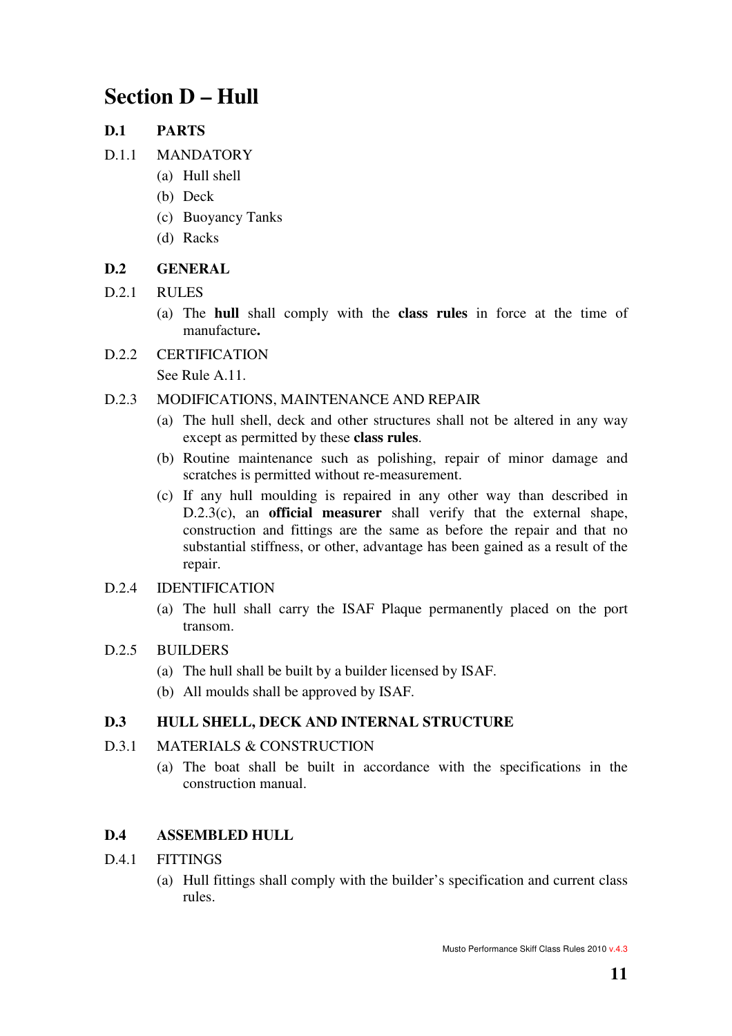# Section D – Hull

## D.1 PARTS

D.1.1 MANDATORY

(a) Hull shell

(b) Deck

(c) Buoyancy Tanks

(d) Racks

## D.2 GENERAL

D.2.1 RULES

(a) The **hull** shall comply with the **class rules** in force at the time of manufacture**.**

D.2.2 CERTIFICATION

See Rule A.11.

D.2.3 MODIFICATIONS, MAINTENANCE AND REPAIR

(a) The hull shell, deck and other structures shall not be altered in any way except as permitted by these **class rules**.

(b) Routine maintenance such as polishing, repair of minor damage and scratches is permitted without re-measurement.

(c) If any hull moulding is repaired in any other way than described in D.2.3(c), an **official measurer** shall verify that the external shape, construction and fittings are the same as before the repair and that no substantial stiffness, or other, advantage has been gained as a result of the repair.

D.2.4 IDENTIFICATION

(a) The hull shall carry the ISAF Plaque permanently placed on the port transom.

D.2.5 BUILDERS

(a) The hull shall be built by a builder licensed by ISAF.

(b) All moulds shall be approved by ISAF.

## D.3 HULL SHELL, DECK AND INTERNAL STRUCTURE

D.3.1 MATERIALS & CONSTRUCTION

(a) The boat shall be built in accordance with the specifications in the construction manual.

## D.4 ASSEMBLED HULL

D.4.1 FITTINGS

(a) Hull fittings shall comply with the builder's specification and current class rules.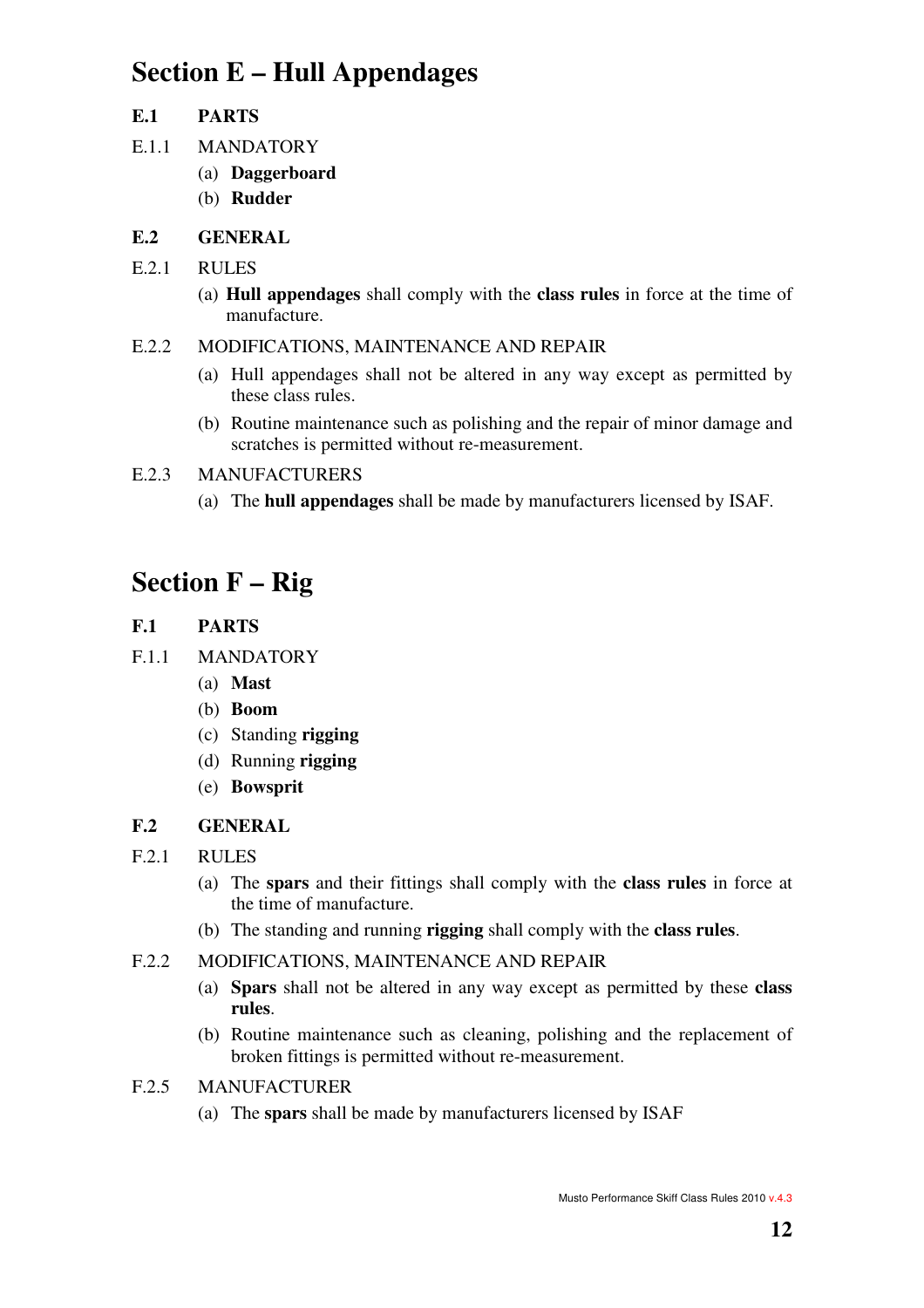# Section E – Hull Appendages

## E.1 PARTS

E.1.1 MANDATORY

(a) **Daggerboard**

(b) **Rudder**

## E.2 GENERAL

E.2.1 RULES

(a) **Hull appendages** shall comply with the **class rules** in force at the time of manufacture.

E.2.2 MODIFICATIONS, MAINTENANCE AND REPAIR

(a) Hull appendages shall not be altered in any way except as permitted by these class rules.

(b) Routine maintenance such as polishing and the repair of minor damage and scratches is permitted without re-measurement.

E.2.3 MANUFACTURERS

(a) The **hull appendages** shall be made by manufacturers licensed by ISAF.

# Section F – Rig

## F.1 PARTS

F.1.1 MANDATORY

(a) **Mast**

(b) **Boom**

(c) Standing **rigging**

(d) Running **rigging**

(e) **Bowsprit**

## F.2 GENERAL

F.2.1 RULES

(a) The **spars** and their fittings shall comply with the **class rules** in force at the time of manufacture.

(b) The standing and running **rigging** shall comply with the **class rules**.

F.2.2 MODIFICATIONS, MAINTENANCE AND REPAIR

(a) **Spars** shall not be altered in any way except as permitted by these **class rules**.

(b) Routine maintenance such as cleaning, polishing and the replacement of broken fittings is permitted without re-measurement.

F.2.5 MANUFACTURER

(a) The **spars** shall be made by manufacturers licensed by ISAF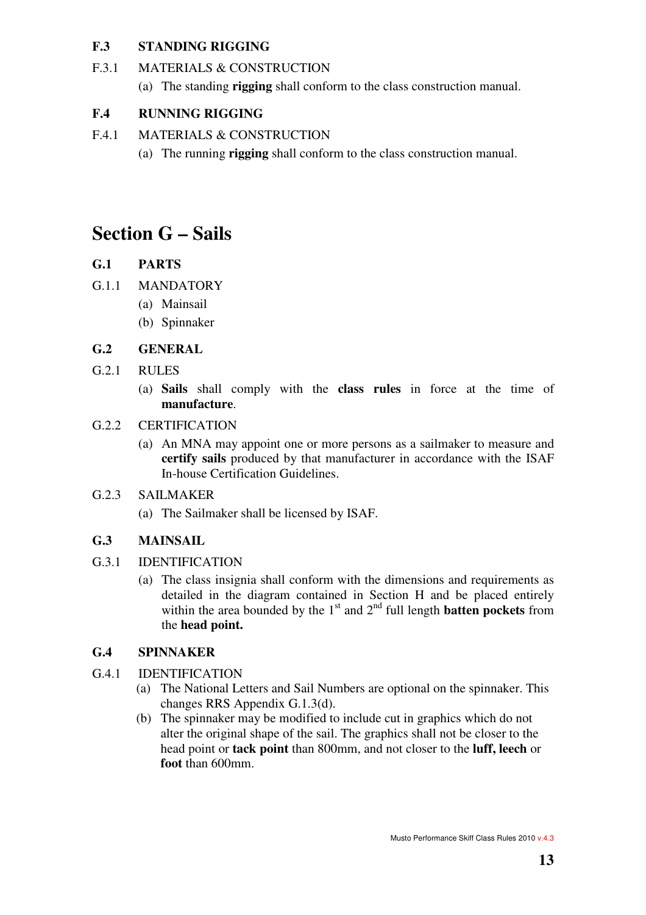### F.3 STANDING RIGGING

F.3.1 MATERIALS & CONSTRUCTION

(a) The standing **rigging** shall conform to the class construction manual.

### F.4 RUNNING RIGGING

F.4.1 MATERIALS & CONSTRUCTION

(a) The running **rigging** shall conform to the class construction manual.

# Section G – Sails

### G.1 PARTS

G.1.1 MANDATORY

(a) Mainsail

(b) Spinnaker

### G.2 GENERAL

G.2.1 RULES

(a) **Sails** shall comply with the **class rules** in force at the time of **manufacture**.

G.2.2 CERTIFICATION

(a) An MNA may appoint one or more persons as a sailmaker to measure and **certify sails** produced by that manufacturer in accordance with the ISAF In-house Certification Guidelines.

G.2.3 SAILMAKER

(a) The Sailmaker shall be licensed by ISAF.

### G.3 MAINSAIL

G.3.1 IDENTIFICATION

(a) The class insignia shall conform with the dimensions and requirements as detailed in the diagram contained in Section H and be placed entirely within the area bounded by the 1st and 2nd full length **batten pockets** from the **head point.**

### G.4 SPINNAKER

G.4.1 IDENTIFICATION

(a) The National Letters and Sail Numbers are optional on the spinnaker. This changes RRS Appendix G.1.3(d).

(b) The spinnaker may be modified to include cut in graphics which do not alter the original shape of the sail. The graphics shall not be closer to the head point or **tack point** than 800mm, and not closer to the **luff, leech** or **foot** than 600mm.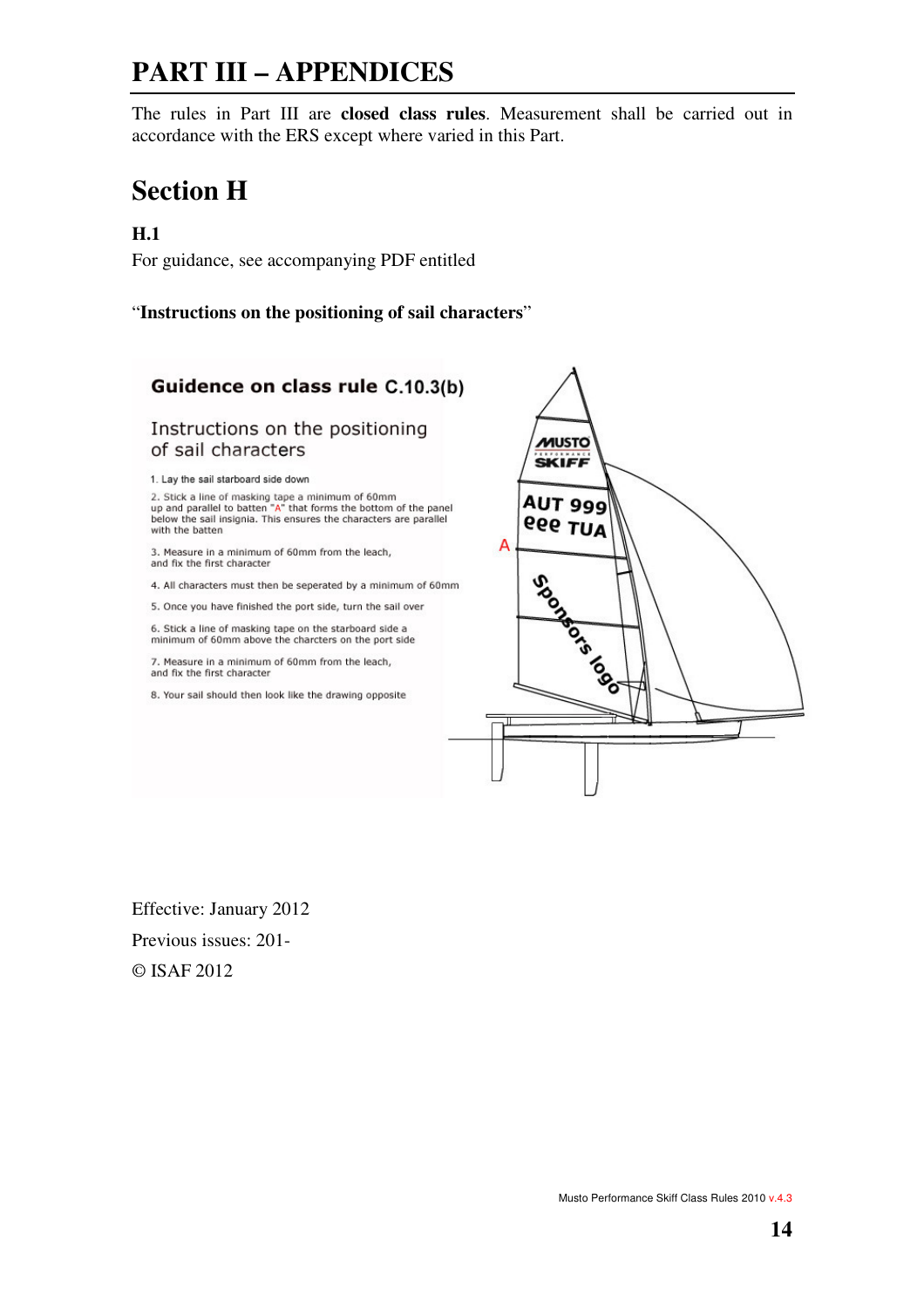# PART III – APPENDICES

The rules in Part III are **closed class rules**. Measurement shall be carried out in accordance with the ERS except where varied in this Part.

## Section H

**H.1**

For guidance, see accompanying PDF entitled

"**Instructions on the positioning of sail characters**"

**Guidence on class rule C.10.3(b)**

Instructions on the positioning of sail characters

1. Lay the sail starboard side down
2. Stick a line of masking tape a minimum of 60mm up and parallel to batten "A" that forms the bottom of the panel below the sail insignia. This ensures the characters are parallel with the batten
3. Measure in a minimum of 60mm from the leach, and fix the first character
4. All characters must then be seperated by a minimum of 60mm
5. Once you have finished the port side, turn the sail over
6. Stick a line of masking tape on the starboard side a minimum of 60mm above the charcters on the port side
7. Measure in a minimum of 60mm from the leach, and fix the first character
8. Your sail should then look like the drawing opposite

MUSTO PERFORMANCE SKIFF

AUT 999

eee TUA

A

Sponsors logo

Effective: January 2012

Previous issues: 201-

© ISAF 2012